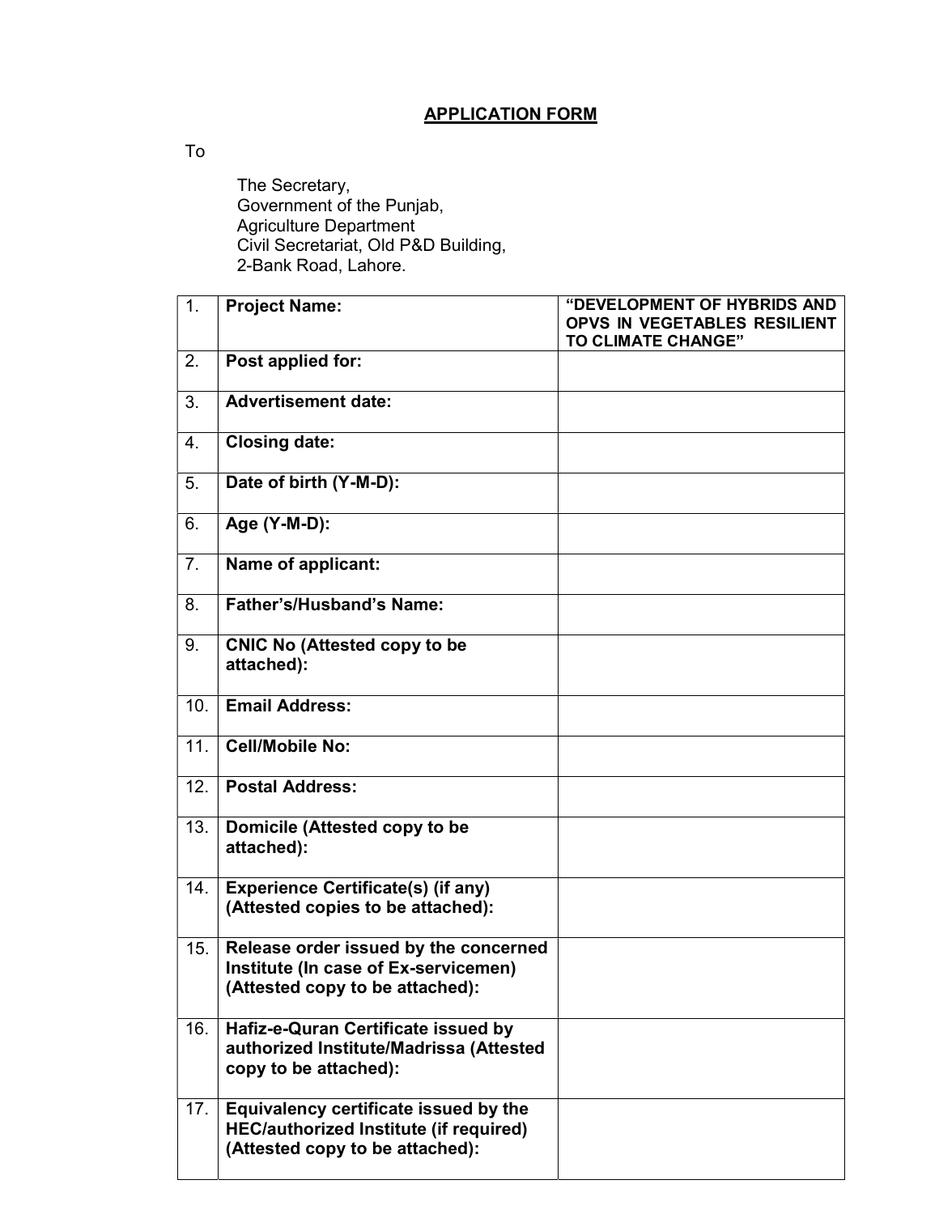## APPLICATION FORM

To

The Secretary,
Government of the Punjab,
Agriculture Department
Civil Secretariat, Old P&D Building,
2-Bank Road, Lahore.

| | | |
|---|---|---|
| 1. | **Project Name:** | **"DEVELOPMENT OF HYBRIDS AND OPVS IN VEGETABLES RESILIENT TO CLIMATE CHANGE"** |
| 2. | **Post applied for:** | |
| 3. | **Advertisement date:** | |
| 4. | **Closing date:** | |
| 5. | **Date of birth (Y-M-D):** | |
| 6. | **Age (Y-M-D):** | |
| 7. | **Name of applicant:** | |
| 8. | **Father's/Husband's Name:** | |
| 9. | **CNIC No (Attested copy to be attached):** | |
| 10. | **Email Address:** | |
| 11. | **Cell/Mobile No:** | |
| 12. | **Postal Address:** | |
| 13. | **Domicile (Attested copy to be attached):** | |
| 14. | **Experience Certificate(s) (if any) (Attested copies to be attached):** | |
| 15. | **Release order issued by the concerned Institute (In case of Ex-servicemen) (Attested copy to be attached):** | |
| 16. | **Hafiz-e-Quran Certificate issued by authorized Institute/Madrissa (Attested copy to be attached):** | |
| 17. | **Equivalency certificate issued by the HEC/authorized Institute (if required) (Attested copy to be attached):** | |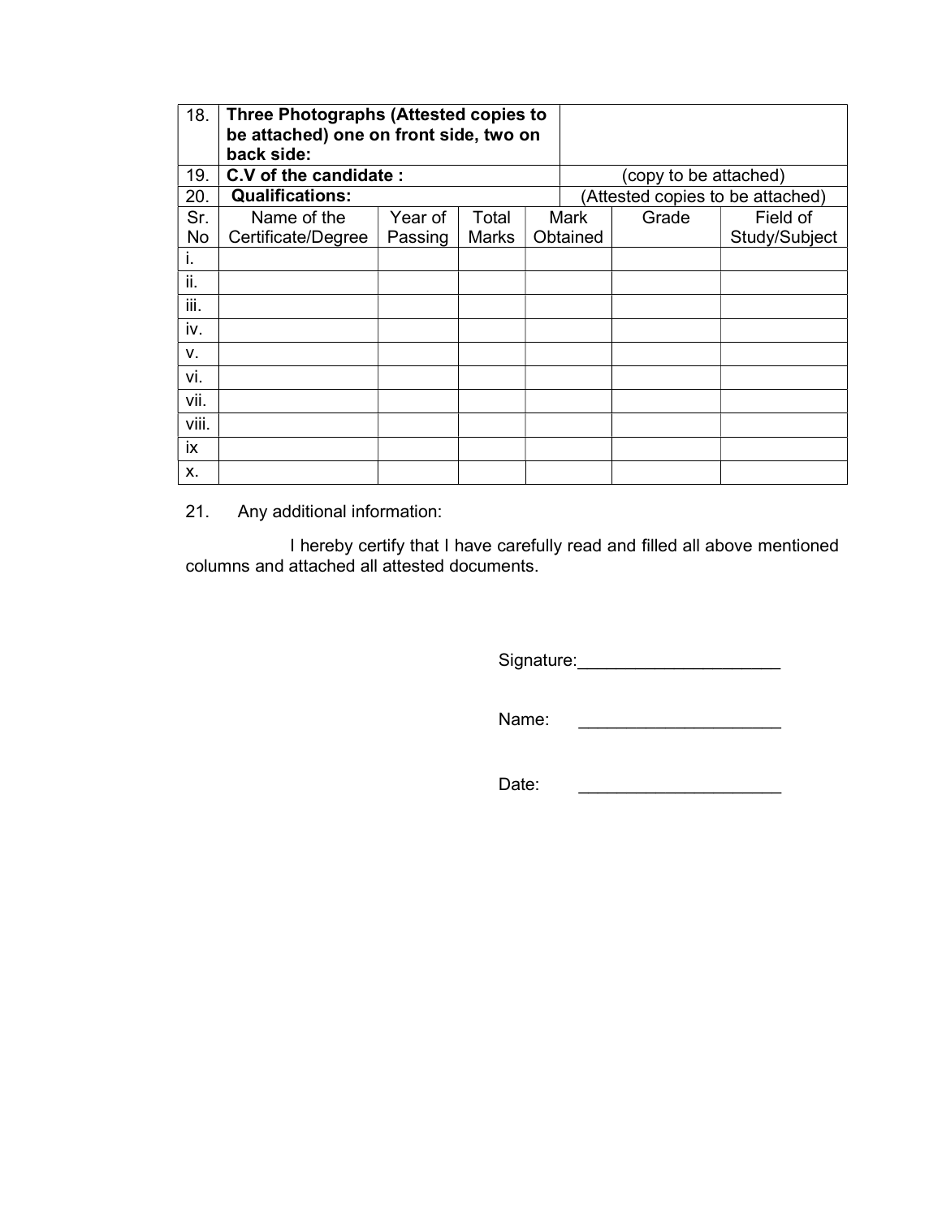| | | |
|---|---|---|
| 18. | **Three Photographs (Attested copies to be attached) one on front side, two on back side:** | |
| 19. | **C.V of the candidate :** | (copy to be attached) |
| 20. | **Qualifications:** | (Attested copies to be attached) |

| Sr. No | Name of the Certificate/Degree | Year of Passing | Total Marks | Mark Obtained | Grade | Field of Study/Subject |
|---|---|---|---|---|---|---|
| i. | | | | | | |
| ii. | | | | | | |
| iii. | | | | | | |
| iv. | | | | | | |
| v. | | | | | | |
| vi. | | | | | | |
| vii. | | | | | | |
| viii. | | | | | | |
| ix | | | | | | |
| x. | | | | | | |

21. Any additional information:

I hereby certify that I have carefully read and filled all above mentioned columns and attached all attested documents.

Signature:_____________________

Name: _____________________

Date: _____________________